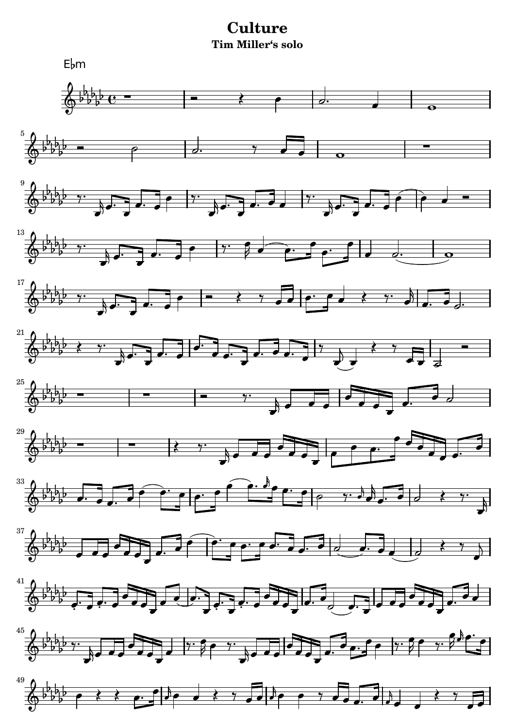# Culture

## Tim Miller's solo

E♭m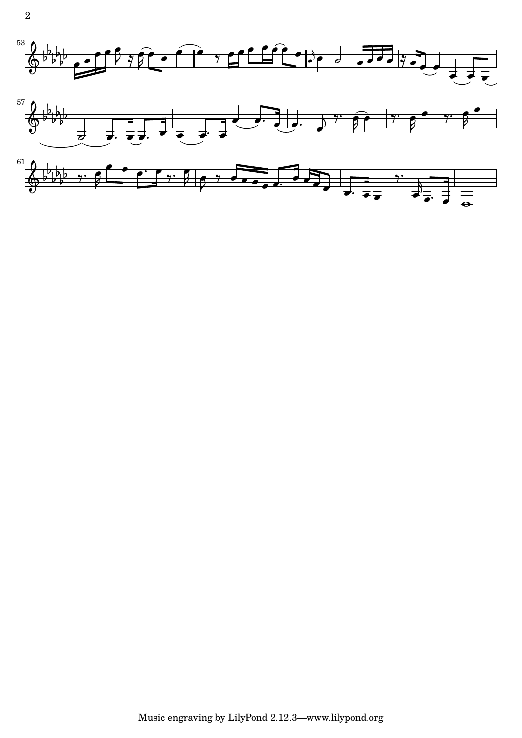Music engraving by LilyPond 2.12.3—www.lilypond.org